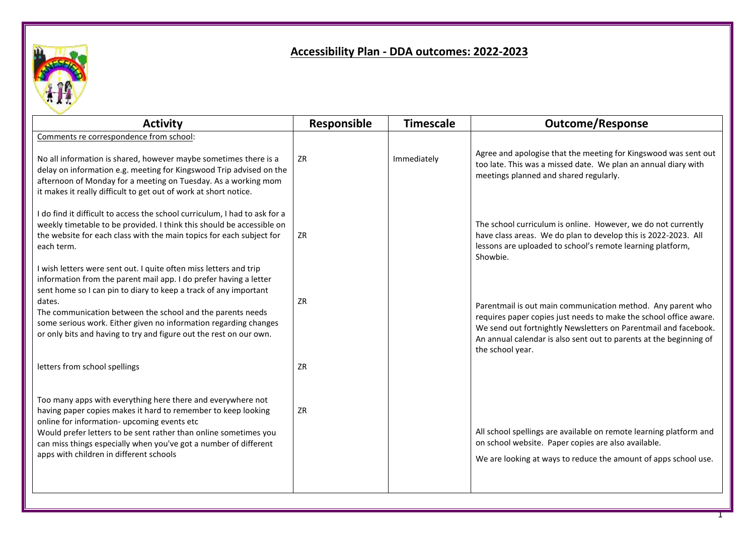# Accessibility Plan - DDA outcomes: 2022-2023

| Activity | Responsible | Timescale | Outcome/Response |
| --- | --- | --- | --- |
| Comments re correspondence from school: | | | |
| No all information is shared, however maybe sometimes there is a delay on information e.g. meeting for Kingswood Trip advised on the afternoon of Monday for a meeting on Tuesday. As a working mom it makes it really difficult to get out of work at short notice. | ZR | Immediately | Agree and apologise that the meeting for Kingswood was sent out too late. This was a missed date. We plan an annual diary with meetings planned and shared regularly. |
| I do find it difficult to access the school curriculum, I had to ask for a weekly timetable to be provided. I think this should be accessible on the website for each class with the main topics for each subject for each term. | ZR | | The school curriculum is online. However, we do not currently have class areas. We do plan to develop this is 2022-2023. All lessons are uploaded to school's remote learning platform, Showbie. |
| I wish letters were sent out. I quite often miss letters and trip information from the parent mail app. I do prefer having a letter sent home so I can pin to diary to keep a track of any important dates.<br>The communication between the school and the parents needs some serious work. Either given no information regarding changes or only bits and having to try and figure out the rest on our own. | ZR | | Parentmail is out main communication method. Any parent who requires paper copies just needs to make the school office aware. We send out fortnightly Newsletters on Parentmail and facebook. An annual calendar is also sent out to parents at the beginning of the school year. |
| letters from school spellings | ZR | | |
| Too many apps with everything here there and everywhere not having paper copies makes it hard to remember to keep looking online for information- upcoming events etc<br>Would prefer letters to be sent rather than online sometimes you can miss things especially when you've got a number of different apps with children in different schools | ZR | | All school spellings are available on remote learning platform and on school website. Paper copies are also available.<br>We are looking at ways to reduce the amount of apps school use. |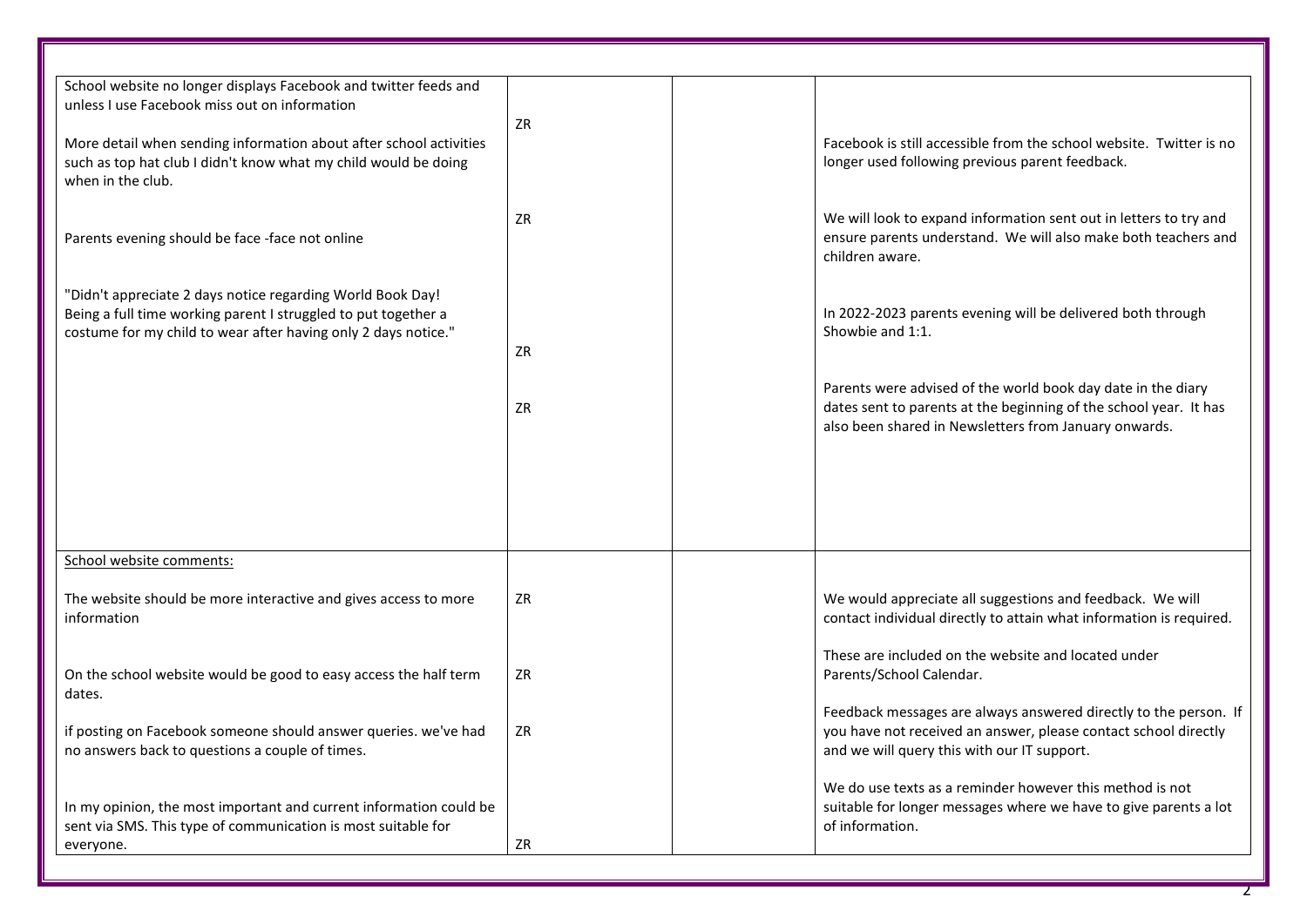| | | | |
|---|---|---|---|
| School website no longer displays Facebook and twitter feeds and unless I use Facebook miss out on information | ZR | | Facebook is still accessible from the school website. Twitter is no longer used following previous parent feedback. |
| More detail when sending information about after school activities such as top hat club I didn't know what my child would be doing when in the club. | ZR | | We will look to expand information sent out in letters to try and ensure parents understand. We will also make both teachers and children aware. |
| Parents evening should be face -face not online | ZR | | In 2022-2023 parents evening will be delivered both through Showbie and 1:1. |
| "Didn't appreciate 2 days notice regarding World Book Day! Being a full time working parent I struggled to put together a costume for my child to wear after having only 2 days notice." | ZR | | Parents were advised of the world book day date in the diary dates sent to parents at the beginning of the school year. It has also been shared in Newsletters from January onwards. |
| School website comments: | | | |
| The website should be more interactive and gives access to more information | ZR | | We would appreciate all suggestions and feedback. We will contact individual directly to attain what information is required. |
| On the school website would be good to easy access the half term dates. | ZR | | These are included on the website and located under Parents/School Calendar. |
| if posting on Facebook someone should answer queries. we've had no answers back to questions a couple of times. | ZR | | Feedback messages are always answered directly to the person. If you have not received an answer, please contact school directly and we will query this with our IT support. |
| In my opinion, the most important and current information could be sent via SMS. This type of communication is most suitable for everyone. | ZR | | We do use texts as a reminder however this method is not suitable for longer messages where we have to give parents a lot of information. |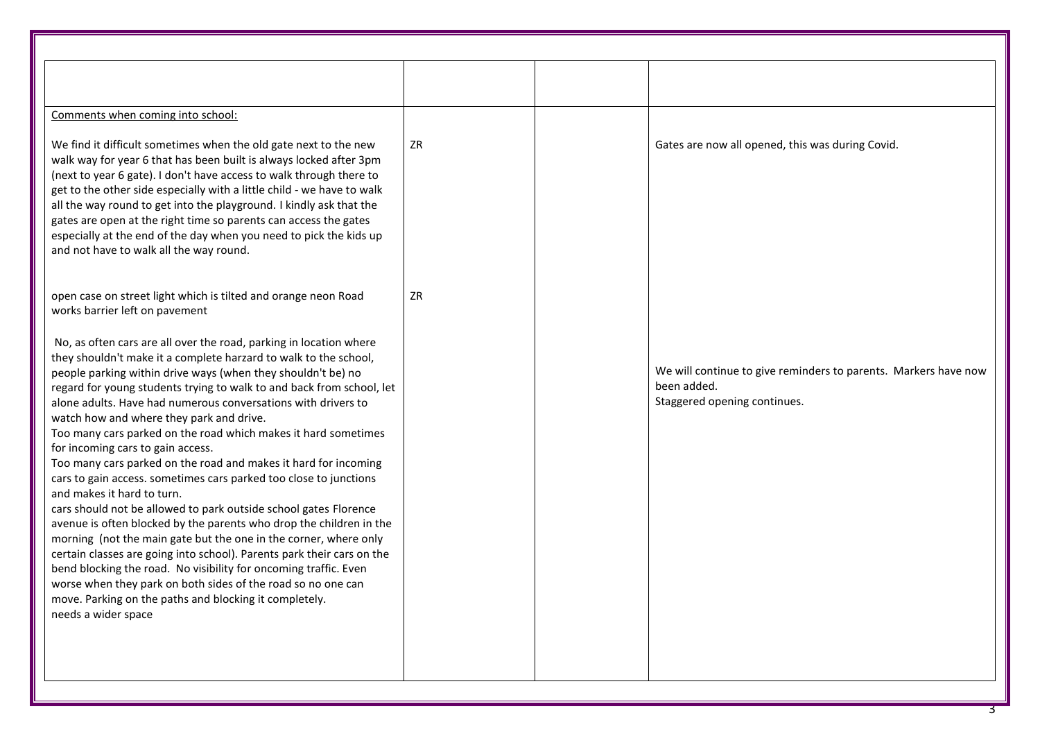| | | | |
|---|---|---|---|
| <u>Comments when coming into school:</u><br><br>We find it difficult sometimes when the old gate next to the new walk way for year 6 that has been built is always locked after 3pm (next to year 6 gate). I don't have access to walk through there to get to the other side especially with a little child - we have to walk all the way round to get into the playground. I kindly ask that the gates are open at the right time so parents can access the gates especially at the end of the day when you need to pick the kids up and not have to walk all the way round. | ZR | | Gates are now all opened, this was during Covid. |
| open case on street light which is tilted and orange neon Road works barrier left on pavement | ZR | | |
| No, as often cars are all over the road, parking in location where they shouldn't make it a complete harzard to walk to the school, people parking within drive ways (when they shouldn't be) no regard for young students trying to walk to and back from school, let alone adults. Have had numerous conversations with drivers to watch how and where they park and drive.<br>Too many cars parked on the road which makes it hard sometimes for incoming cars to gain access.<br>Too many cars parked on the road and makes it hard for incoming cars to gain access. sometimes cars parked too close to junctions and makes it hard to turn.<br>cars should not be allowed to park outside school gates Florence avenue is often blocked by the parents who drop the children in the morning (not the main gate but the one in the corner, where only certain classes are going into school). Parents park their cars on the bend blocking the road. No visibility for oncoming traffic. Even worse when they park on both sides of the road so no one can move. Parking on the paths and blocking it completely.<br>needs a wider space | | | We will continue to give reminders to parents. Markers have now been added.<br>Staggered opening continues. |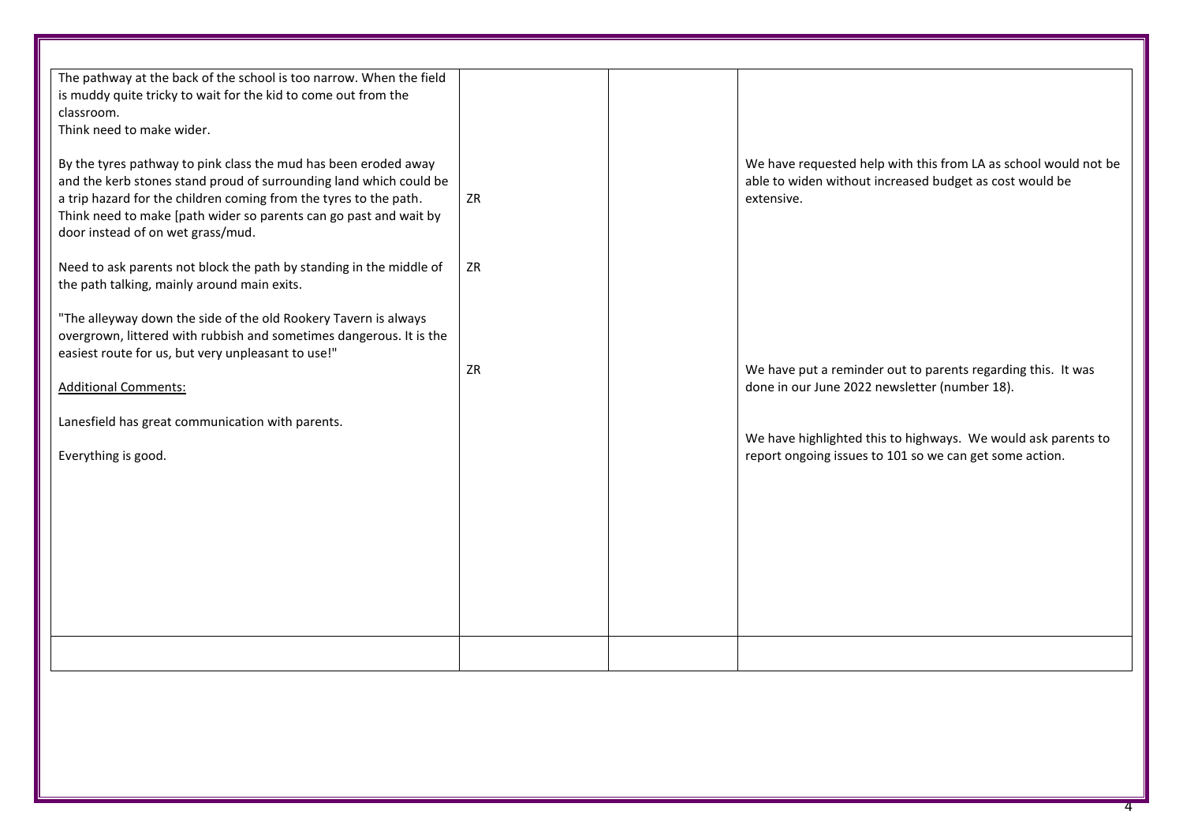| | | | |
|---|---|---|---|
| The pathway at the back of the school is too narrow. When the field is muddy quite tricky to wait for the kid to come out from the classroom.<br>Think need to make wider.<br><br>By the tyres pathway to pink class the mud has been eroded away and the kerb stones stand proud of surrounding land which could be a trip hazard for the children coming from the tyres to the path. Think need to make [path wider so parents can go past and wait by door instead of on wet grass/mud.<br><br>Need to ask parents not block the path by standing in the middle of the path talking, mainly around main exits.<br><br>"The alleyway down the side of the old Rookery Tavern is always overgrown, littered with rubbish and sometimes dangerous. It is the easiest route for us, but very unpleasant to use!"<br><br>Additional Comments:<br><br>Lanesfield has great communication with parents.<br><br>Everything is good. | ZR<br><br>ZR<br><br>ZR | | We have requested help with this from LA as school would not be able to widen without increased budget as cost would be extensive.<br><br>We have put a reminder out to parents regarding this. It was done in our June 2022 newsletter (number 18).<br><br>We have highlighted this to highways. We would ask parents to report ongoing issues to 101 so we can get some action. |
| | | | |